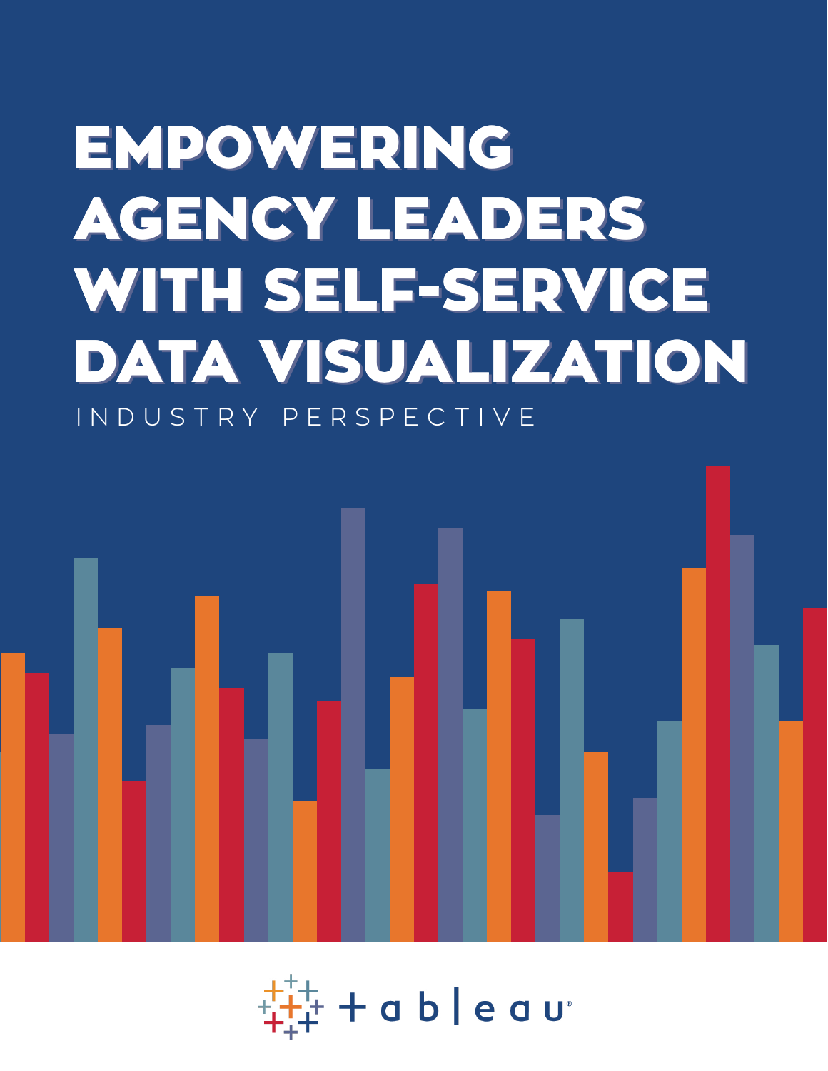# EMPOWERING AGENCY LEADERS WITH SELF-SERVICE DATA VISUALIZATION

INDUSTRY PERSPECTIVE

+ a b | e a u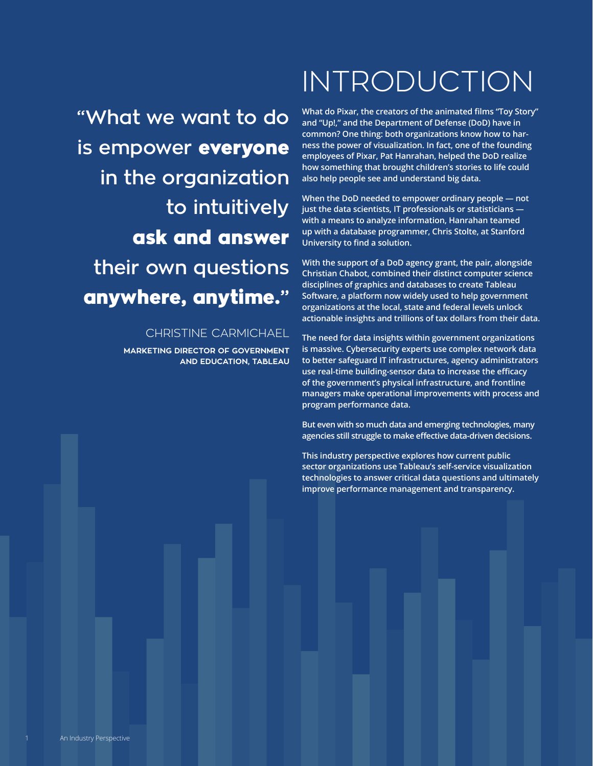> "What we want to do is empower **everyone** in the organization to intuitively **ask and answer** their own questions **anywhere, anytime.**"
>
> CHRISTINE CARMICHAEL
>
> **MARKETING DIRECTOR OF GOVERNMENT AND EDUCATION, TABLEAU**

# INTRODUCTION

**What do Pixar, the creators of the animated films "Toy Story" and "Up!," and the Department of Defense (DoD) have in common? One thing: both organizations know how to harness the power of visualization. In fact, one of the founding employees of Pixar, Pat Hanrahan, helped the DoD realize how something that brought children's stories to life could also help people see and understand big data.**

**When the DoD needed to empower ordinary people — not just the data scientists, IT professionals or statisticians — with a means to analyze information, Hanrahan teamed up with a database programmer, Chris Stolte, at Stanford University to find a solution.**

**With the support of a DoD agency grant, the pair, alongside Christian Chabot, combined their distinct computer science disciplines of graphics and databases to create Tableau Software, a platform now widely used to help government organizations at the local, state and federal levels unlock actionable insights and trillions of tax dollars from their data.**

**The need for data insights within government organizations is massive. Cybersecurity experts use complex network data to better safeguard IT infrastructures, agency administrators use real-time building-sensor data to increase the efficacy of the government's physical infrastructure, and frontline managers make operational improvements with process and program performance data.**

**But even with so much data and emerging technologies, many agencies still struggle to make effective data-driven decisions.**

**This industry perspective explores how current public sector organizations use Tableau's self-service visualization technologies to answer critical data questions and ultimately improve performance management and transparency.**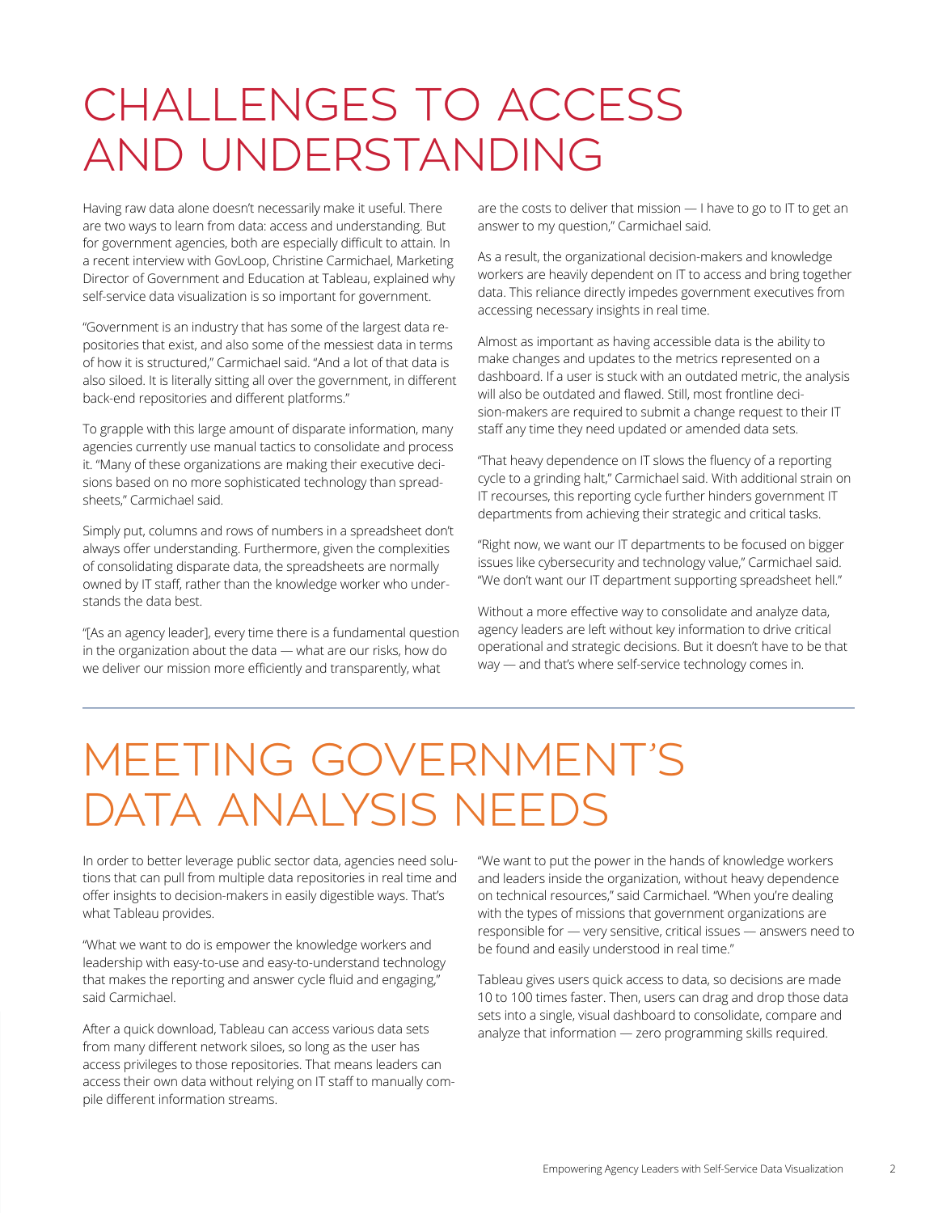# CHALLENGES TO ACCESS AND UNDERSTANDING

Having raw data alone doesn't necessarily make it useful. There are two ways to learn from data: access and understanding. But for government agencies, both are especially difficult to attain. In a recent interview with GovLoop, Christine Carmichael, Marketing Director of Government and Education at Tableau, explained why self-service data visualization is so important for government.

"Government is an industry that has some of the largest data repositories that exist, and also some of the messiest data in terms of how it is structured," Carmichael said. "And a lot of that data is also siloed. It is literally sitting all over the government, in different back-end repositories and different platforms."

To grapple with this large amount of disparate information, many agencies currently use manual tactics to consolidate and process it. "Many of these organizations are making their executive decisions based on no more sophisticated technology than spreadsheets," Carmichael said.

Simply put, columns and rows of numbers in a spreadsheet don't always offer understanding. Furthermore, given the complexities of consolidating disparate data, the spreadsheets are normally owned by IT staff, rather than the knowledge worker who understands the data best.

"[As an agency leader], every time there is a fundamental question in the organization about the data — what are our risks, how do we deliver our mission more efficiently and transparently, what are the costs to deliver that mission — I have to go to IT to get an answer to my question," Carmichael said.

As a result, the organizational decision-makers and knowledge workers are heavily dependent on IT to access and bring together data. This reliance directly impedes government executives from accessing necessary insights in real time.

Almost as important as having accessible data is the ability to make changes and updates to the metrics represented on a dashboard. If a user is stuck with an outdated metric, the analysis will also be outdated and flawed. Still, most frontline decision-makers are required to submit a change request to their IT staff any time they need updated or amended data sets.

"That heavy dependence on IT slows the fluency of a reporting cycle to a grinding halt," Carmichael said. With additional strain on IT recourses, this reporting cycle further hinders government IT departments from achieving their strategic and critical tasks.

"Right now, we want our IT departments to be focused on bigger issues like cybersecurity and technology value," Carmichael said. "We don't want our IT department supporting spreadsheet hell."

Without a more effective way to consolidate and analyze data, agency leaders are left without key information to drive critical operational and strategic decisions. But it doesn't have to be that way — and that's where self-service technology comes in.

# MEETING GOVERNMENT'S DATA ANALYSIS NEEDS

In order to better leverage public sector data, agencies need solutions that can pull from multiple data repositories in real time and offer insights to decision-makers in easily digestible ways. That's what Tableau provides.

"What we want to do is empower the knowledge workers and leadership with easy-to-use and easy-to-understand technology that makes the reporting and answer cycle fluid and engaging," said Carmichael.

After a quick download, Tableau can access various data sets from many different network siloes, so long as the user has access privileges to those repositories. That means leaders can access their own data without relying on IT staff to manually compile different information streams.

"We want to put the power in the hands of knowledge workers and leaders inside the organization, without heavy dependence on technical resources," said Carmichael. "When you're dealing with the types of missions that government organizations are responsible for — very sensitive, critical issues — answers need to be found and easily understood in real time."

Tableau gives users quick access to data, so decisions are made 10 to 100 times faster. Then, users can drag and drop those data sets into a single, visual dashboard to consolidate, compare and analyze that information — zero programming skills required.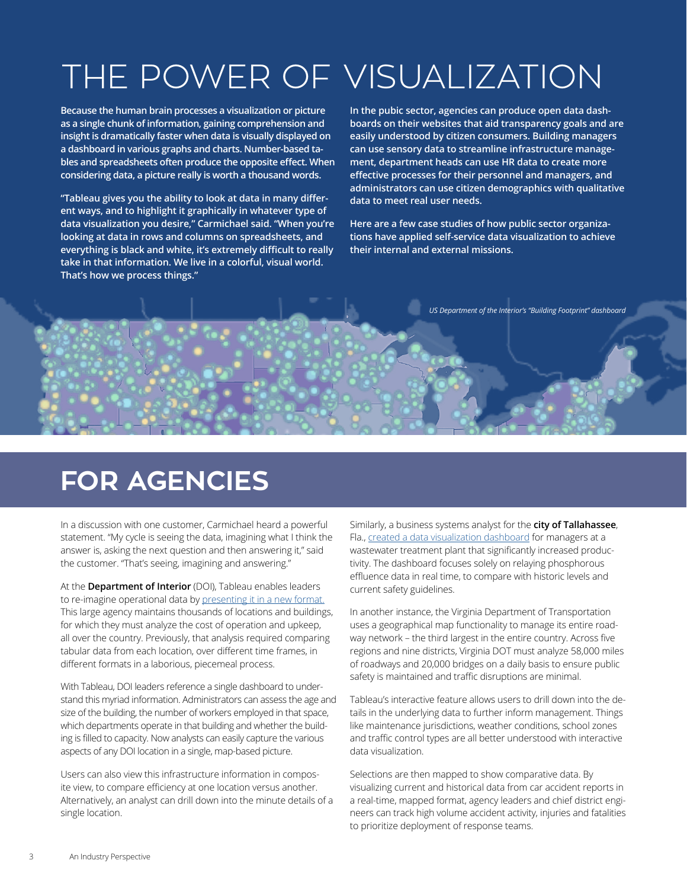# THE POWER OF VISUALIZATION

**Because the human brain processes a visualization or picture as a single chunk of information, gaining comprehension and insight is dramatically faster when data is visually displayed on a dashboard in various graphs and charts. Number-based tables and spreadsheets often produce the opposite effect. When considering data, a picture really is worth a thousand words.**

**"Tableau gives you the ability to look at data in many different ways, and to highlight it graphically in whatever type of data visualization you desire," Carmichael said. "When you're looking at data in rows and columns on spreadsheets, and everything is black and white, it's extremely difficult to really take in that information. We live in a colorful, visual world. That's how we process things."**

**In the pubic sector, agencies can produce open data dashboards on their websites that aid transparency goals and are easily understood by citizen consumers. Building managers can use sensory data to streamline infrastructure management, department heads can use HR data to create more effective processes for their personnel and managers, and administrators can use citizen demographics with qualitative data to meet real user needs.**

**Here are a few case studies of how public sector organizations have applied self-service data visualization to achieve their internal and external missions.**

*US Department of the Interior's "Building Footprint" dashboard*

## FOR AGENCIES

In a discussion with one customer, Carmichael heard a powerful statement. "My cycle is seeing the data, imagining what I think the answer is, asking the next question and then answering it," said the customer. "That's seeing, imagining and answering."

At the **Department of Interior** (DOI), Tableau enables leaders to re-imagine operational data by presenting it in a new format. This large agency maintains thousands of locations and buildings, for which they must analyze the cost of operation and upkeep, all over the country. Previously, that analysis required comparing tabular data from each location, over different time frames, in different formats in a laborious, piecemeal process.

With Tableau, DOI leaders reference a single dashboard to understand this myriad information. Administrators can assess the age and size of the building, the number of workers employed in that space, which departments operate in that building and whether the building is filled to capacity. Now analysts can easily capture the various aspects of any DOI location in a single, map-based picture.

Users can also view this infrastructure information in composite view, to compare efficiency at one location versus another. Alternatively, an analyst can drill down into the minute details of a single location.

Similarly, a business systems analyst for the **city of Tallahassee**, Fla., created a data visualization dashboard for managers at a wastewater treatment plant that significantly increased productivity. The dashboard focuses solely on relaying phosphorous effluence data in real time, to compare with historic levels and current safety guidelines.

In another instance, the Virginia Department of Transportation uses a geographical map functionality to manage its entire roadway network – the third largest in the entire country. Across five regions and nine districts, Virginia DOT must analyze 58,000 miles of roadways and 20,000 bridges on a daily basis to ensure public safety is maintained and traffic disruptions are minimal.

Tableau's interactive feature allows users to drill down into the details in the underlying data to further inform management. Things like maintenance jurisdictions, weather conditions, school zones and traffic control types are all better understood with interactive data visualization.

Selections are then mapped to show comparative data. By visualizing current and historical data from car accident reports in a real-time, mapped format, agency leaders and chief district engineers can track high volume accident activity, injuries and fatalities to prioritize deployment of response teams.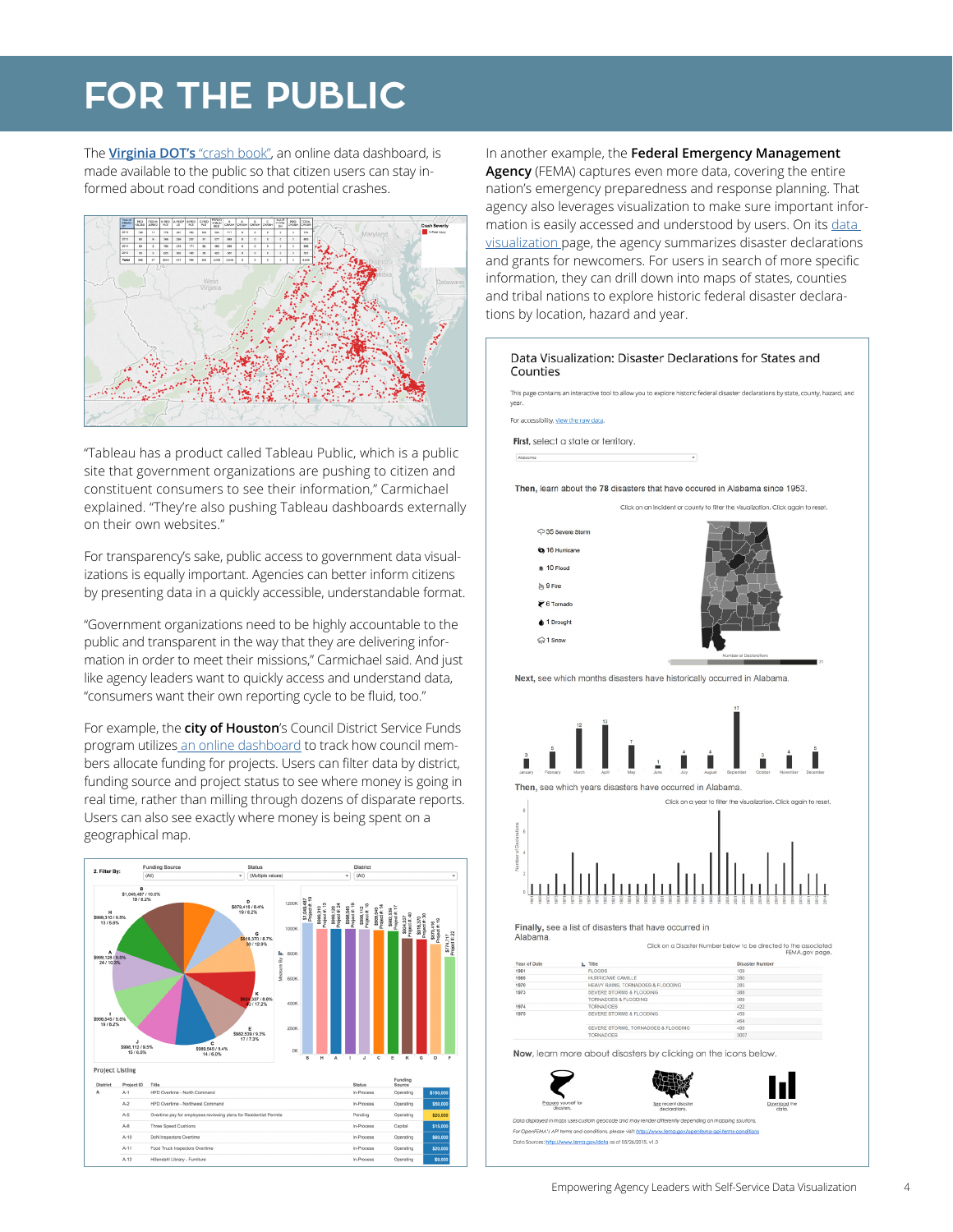# FOR THE PUBLIC

The **Virginia DOT's "crash book"**, an online data dashboard, is made available to the public so that citizen users can stay informed about road conditions and potential crashes.

"Tableau has a product called Tableau Public, which is a public site that government organizations are pushing to citizen and constituent consumers to see their information," Carmichael explained. "They're also pushing Tableau dashboards externally on their own websites."

For transparency's sake, public access to government data visualizations is equally important. Agencies can better inform citizens by presenting data in a quickly accessible, understandable format.

"Government organizations need to be highly accountable to the public and transparent in the way that they are delivering information in order to meet their missions," Carmichael said. And just like agency leaders want to quickly access and understand data, "consumers want their own reporting cycle to be fluid, too."

For example, the **city of Houston**'s Council District Service Funds program utilizes an online dashboard to track how council members allocate funding for projects. Users can filter data by district, funding source and project status to see where money is going in real time, rather than milling through dozens of disparate reports. Users can also see exactly where money is being spent on a geographical map.

In another example, the **Federal Emergency Management Agency** (FEMA) captures even more data, covering the entire nation's emergency preparedness and response planning. That agency also leverages visualization to make sure important information is easily accessed and understood by users. On its data visualization page, the agency summarizes disaster declarations and grants for newcomers. For users in search of more specific information, they can drill down into maps of states, counties and tribal nations to explore historic federal disaster declarations by location, hazard and year.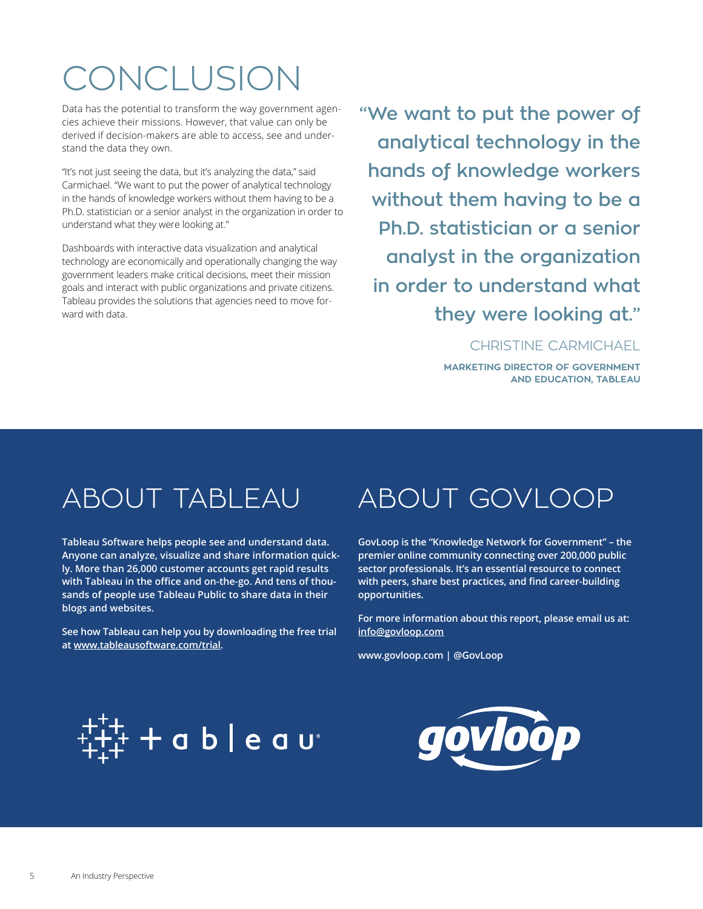# CONCLUSION

Data has the potential to transform the way government agencies achieve their missions. However, that value can only be derived if decision-makers are able to access, see and understand the data they own.

"It's not just seeing the data, but it's analyzing the data," said Carmichael. "We want to put the power of analytical technology in the hands of knowledge workers without them having to be a Ph.D. statistician or a senior analyst in the organization in order to understand what they were looking at."

Dashboards with interactive data visualization and analytical technology are economically and operationally changing the way government leaders make critical decisions, meet their mission goals and interact with public organizations and private citizens. Tableau provides the solutions that agencies need to move forward with data.

> "We want to put the power of analytical technology in the hands of knowledge workers without them having to be a Ph.D. statistician or a senior analyst in the organization in order to understand what they were looking at."
>
> CHRISTINE CARMICHAEL
>
> **MARKETING DIRECTOR OF GOVERNMENT AND EDUCATION, TABLEAU**

## ABOUT TABLEAU

**Tableau Software helps people see and understand data. Anyone can analyze, visualize and share information quickly. More than 26,000 customer accounts get rapid results with Tableau in the office and on-the-go. And tens of thousands of people use Tableau Public to share data in their blogs and websites.**

**See how Tableau can help you by downloading the free trial at www.tableausoftware.com/trial.**

## ABOUT GOVLOOP

**GovLoop is the "Knowledge Network for Government" – the premier online community connecting over 200,000 public sector professionals. It's an essential resource to connect with peers, share best practices, and find career-building opportunities.**

**For more information about this report, please email us at: info@govloop.com**

**www.govloop.com | @GovLoop**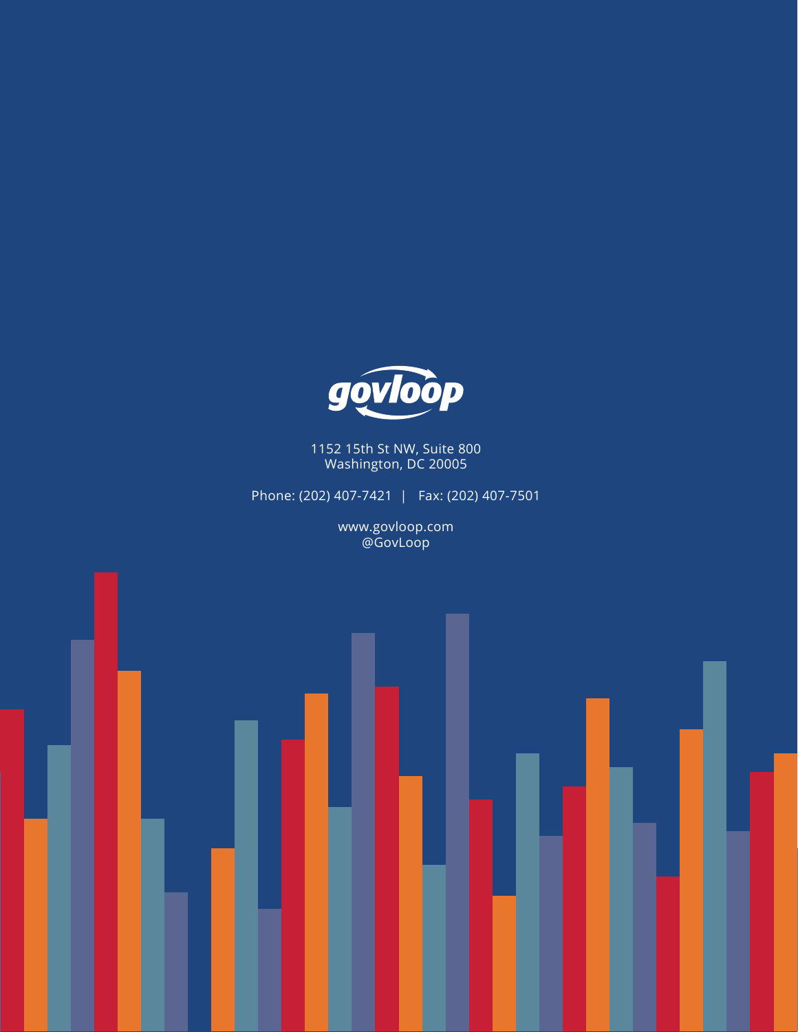govloop

1152 15th St NW, Suite 800
Washington, DC 20005

Phone: (202) 407-7421 | Fax: (202) 407-7501

www.govloop.com
@GovLoop